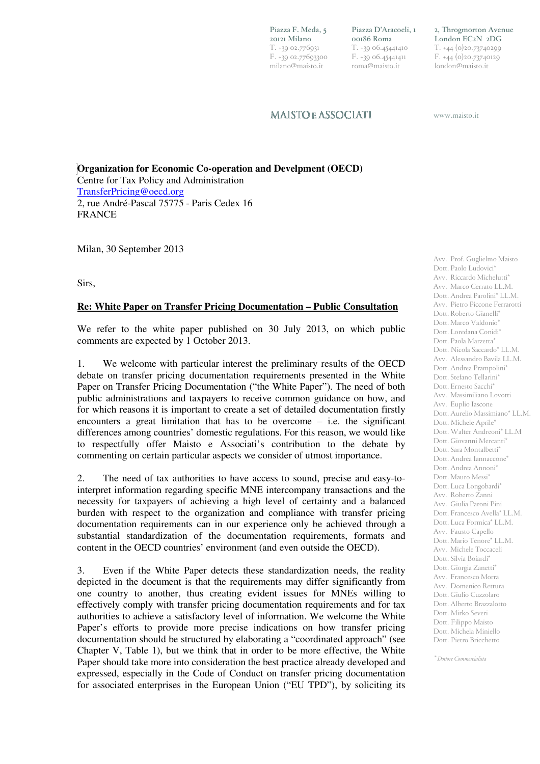Piazza F. Meda, 5
20121 Milano
T. +39 02.776931
F. +39 02.77693300
milano@maisto.it

Piazza D'Aracoeli, 1
00186 Roma
T. +39 06.45441410
F. +39 06.45441411
roma@maisto.it

2, Throgmorton Avenue
London EC2N 2DG
T. +44 (0)20.73740299
F. +44 (0)20.73740129
london@maisto.it

MAISTO E ASSOCIATI

www.maisto.it

Avv. Prof. Guglielmo Maisto
Dott. Paolo Ludovici*
Avv. Riccardo Michelutti*
Avv. Marco Cerrato LL.M.
Dott. Andrea Parolini* LL.M.
Avv. Pietro Piccone Ferrarotti
Dott. Roberto Gianelli*
Dott. Marco Valdonio*
Dott. Loredana Conidi*
Dott. Paola Marzetta*
Dott. Nicola Saccardo* LL.M.
Avv. Alessandro Bavila LL.M.
Dott. Andrea Prampolini*
Dott. Stefano Tellarini*
Dott. Ernesto Sacchi*
Avv. Massimiliano Lovotti
Avv. Euplio Iascone
Dott. Aurelio Massimiano* LL.M.
Dott. Michele Aprile*
Dott. Walter Andreoni* LL.M
Dott. Giovanni Mercanti*
Dott. Sara Montalbetti*
Dott. Andrea Iannaccone*
Dott. Andrea Annoni*
Dott. Mauro Messi*
Dott. Luca Longobardi*
Avv. Roberto Zanni
Avv. Giulia Paroni Pini
Dott. Francesco Avella* LL.M.
Dott. Luca Formica* LL.M.
Avv. Fausto Capello
Dott. Mario Tenore* LL.M.
Avv. Michele Toccaceli
Dott. Silvia Boiardi*
Dott. Giorgia Zanetti*
Avv. Francesco Morra
Avv. Domenico Rettura
Dott. Giulio Cuzzolaro
Dott. Alberto Brazzalotto
Dott. Mirko Severi
Dott. Filippo Maisto
Dott. Michela Miniello
Dott. Pietro Bricchetto

* *Dottore Commercialista*

**Organization for Economic Co-operation and Develpment (OECD)**
Centre for Tax Policy and Administration
TransferPricing@oecd.org
2, rue André-Pascal 75775 - Paris Cedex 16
FRANCE

Milan, 30 September 2013

Sirs,

**Re: White Paper on Transfer Pricing Documentation – Public Consultation**

We refer to the white paper published on 30 July 2013, on which public comments are expected by 1 October 2013.

1. We welcome with particular interest the preliminary results of the OECD debate on transfer pricing documentation requirements presented in the White Paper on Transfer Pricing Documentation ("the White Paper"). The need of both public administrations and taxpayers to receive common guidance on how, and for which reasons it is important to create a set of detailed documentation firstly encounters a great limitation that has to be overcome – i.e. the significant differences among countries' domestic regulations. For this reason, we would like to respectfully offer Maisto e Associati's contribution to the debate by commenting on certain particular aspects we consider of utmost importance.

2. The need of tax authorities to have access to sound, precise and easy-to-interpret information regarding specific MNE intercompany transactions and the necessity for taxpayers of achieving a high level of certainty and a balanced burden with respect to the organization and compliance with transfer pricing documentation requirements can in our experience only be achieved through a substantial standardization of the documentation requirements, formats and content in the OECD countries' environment (and even outside the OECD).

3. Even if the White Paper detects these standardization needs, the reality depicted in the document is that the requirements may differ significantly from one country to another, thus creating evident issues for MNEs willing to effectively comply with transfer pricing documentation requirements and for tax authorities to achieve a satisfactory level of information. We welcome the White Paper's efforts to provide more precise indications on how transfer pricing documentation should be structured by elaborating a "coordinated approach" (see Chapter V, Table 1), but we think that in order to be more effective, the White Paper should take more into consideration the best practice already developed and expressed, especially in the Code of Conduct on transfer pricing documentation for associated enterprises in the European Union ("EU TPD"), by soliciting its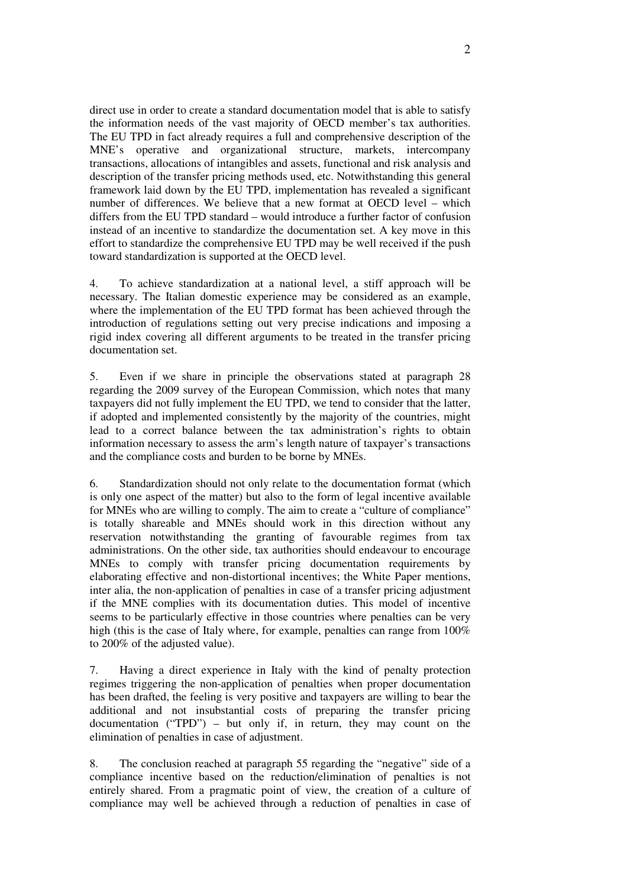direct use in order to create a standard documentation model that is able to satisfy the information needs of the vast majority of OECD member's tax authorities. The EU TPD in fact already requires a full and comprehensive description of the MNE's operative and organizational structure, markets, intercompany transactions, allocations of intangibles and assets, functional and risk analysis and description of the transfer pricing methods used, etc. Notwithstanding this general framework laid down by the EU TPD, implementation has revealed a significant number of differences. We believe that a new format at OECD level – which differs from the EU TPD standard – would introduce a further factor of confusion instead of an incentive to standardize the documentation set. A key move in this effort to standardize the comprehensive EU TPD may be well received if the push toward standardization is supported at the OECD level.

4. To achieve standardization at a national level, a stiff approach will be necessary. The Italian domestic experience may be considered as an example, where the implementation of the EU TPD format has been achieved through the introduction of regulations setting out very precise indications and imposing a rigid index covering all different arguments to be treated in the transfer pricing documentation set.

5. Even if we share in principle the observations stated at paragraph 28 regarding the 2009 survey of the European Commission, which notes that many taxpayers did not fully implement the EU TPD, we tend to consider that the latter, if adopted and implemented consistently by the majority of the countries, might lead to a correct balance between the tax administration's rights to obtain information necessary to assess the arm's length nature of taxpayer's transactions and the compliance costs and burden to be borne by MNEs.

6. Standardization should not only relate to the documentation format (which is only one aspect of the matter) but also to the form of legal incentive available for MNEs who are willing to comply. The aim to create a "culture of compliance" is totally shareable and MNEs should work in this direction without any reservation notwithstanding the granting of favourable regimes from tax administrations. On the other side, tax authorities should endeavour to encourage MNEs to comply with transfer pricing documentation requirements by elaborating effective and non-distortional incentives; the White Paper mentions, inter alia, the non-application of penalties in case of a transfer pricing adjustment if the MNE complies with its documentation duties. This model of incentive seems to be particularly effective in those countries where penalties can be very high (this is the case of Italy where, for example, penalties can range from 100% to 200% of the adjusted value).

7. Having a direct experience in Italy with the kind of penalty protection regimes triggering the non-application of penalties when proper documentation has been drafted, the feeling is very positive and taxpayers are willing to bear the additional and not insubstantial costs of preparing the transfer pricing documentation ("TPD") – but only if, in return, they may count on the elimination of penalties in case of adjustment.

8. The conclusion reached at paragraph 55 regarding the "negative" side of a compliance incentive based on the reduction/elimination of penalties is not entirely shared. From a pragmatic point of view, the creation of a culture of compliance may well be achieved through a reduction of penalties in case of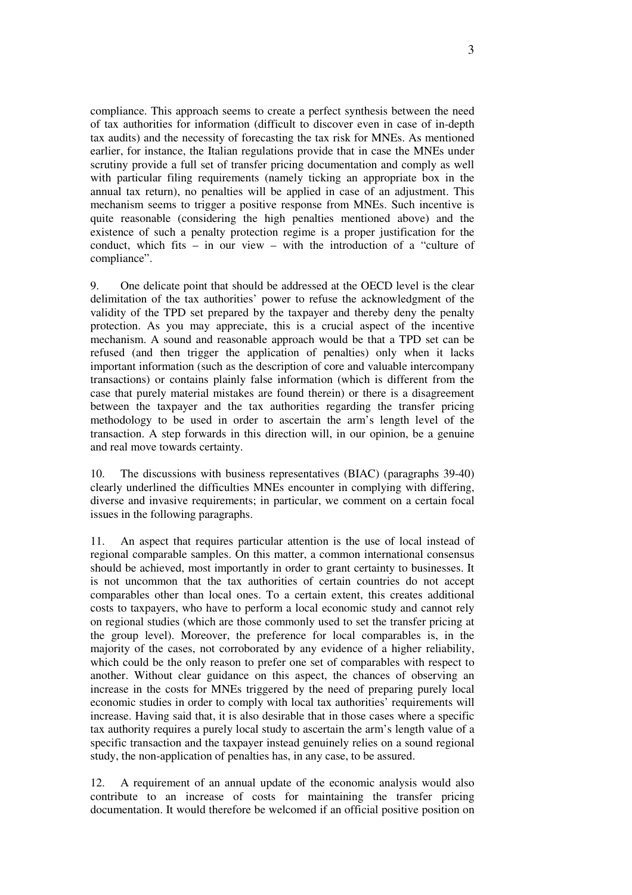compliance. This approach seems to create a perfect synthesis between the need of tax authorities for information (difficult to discover even in case of in-depth tax audits) and the necessity of forecasting the tax risk for MNEs. As mentioned earlier, for instance, the Italian regulations provide that in case the MNEs under scrutiny provide a full set of transfer pricing documentation and comply as well with particular filing requirements (namely ticking an appropriate box in the annual tax return), no penalties will be applied in case of an adjustment. This mechanism seems to trigger a positive response from MNEs. Such incentive is quite reasonable (considering the high penalties mentioned above) and the existence of such a penalty protection regime is a proper justification for the conduct, which fits – in our view – with the introduction of a "culture of compliance".

9. One delicate point that should be addressed at the OECD level is the clear delimitation of the tax authorities' power to refuse the acknowledgment of the validity of the TPD set prepared by the taxpayer and thereby deny the penalty protection. As you may appreciate, this is a crucial aspect of the incentive mechanism. A sound and reasonable approach would be that a TPD set can be refused (and then trigger the application of penalties) only when it lacks important information (such as the description of core and valuable intercompany transactions) or contains plainly false information (which is different from the case that purely material mistakes are found therein) or there is a disagreement between the taxpayer and the tax authorities regarding the transfer pricing methodology to be used in order to ascertain the arm's length level of the transaction. A step forwards in this direction will, in our opinion, be a genuine and real move towards certainty.

10. The discussions with business representatives (BIAC) (paragraphs 39-40) clearly underlined the difficulties MNEs encounter in complying with differing, diverse and invasive requirements; in particular, we comment on a certain focal issues in the following paragraphs.

11. An aspect that requires particular attention is the use of local instead of regional comparable samples. On this matter, a common international consensus should be achieved, most importantly in order to grant certainty to businesses. It is not uncommon that the tax authorities of certain countries do not accept comparables other than local ones. To a certain extent, this creates additional costs to taxpayers, who have to perform a local economic study and cannot rely on regional studies (which are those commonly used to set the transfer pricing at the group level). Moreover, the preference for local comparables is, in the majority of the cases, not corroborated by any evidence of a higher reliability, which could be the only reason to prefer one set of comparables with respect to another. Without clear guidance on this aspect, the chances of observing an increase in the costs for MNEs triggered by the need of preparing purely local economic studies in order to comply with local tax authorities' requirements will increase. Having said that, it is also desirable that in those cases where a specific tax authority requires a purely local study to ascertain the arm's length value of a specific transaction and the taxpayer instead genuinely relies on a sound regional study, the non-application of penalties has, in any case, to be assured.

12. A requirement of an annual update of the economic analysis would also contribute to an increase of costs for maintaining the transfer pricing documentation. It would therefore be welcomed if an official positive position on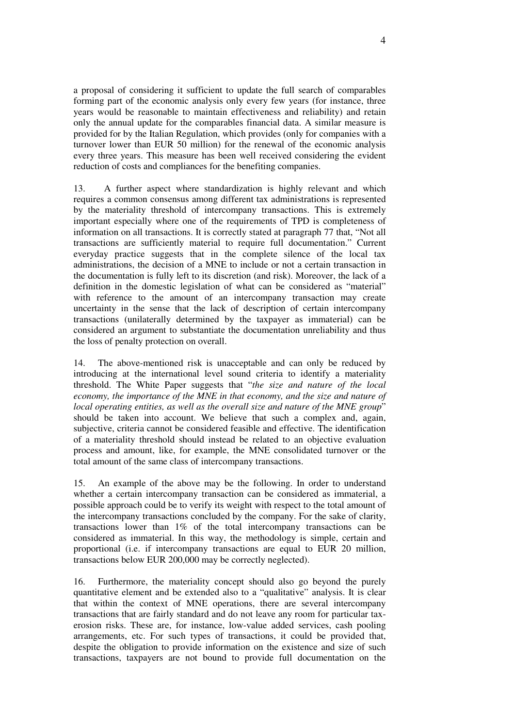a proposal of considering it sufficient to update the full search of comparables forming part of the economic analysis only every few years (for instance, three years would be reasonable to maintain effectiveness and reliability) and retain only the annual update for the comparables financial data. A similar measure is provided for by the Italian Regulation, which provides (only for companies with a turnover lower than EUR 50 million) for the renewal of the economic analysis every three years. This measure has been well received considering the evident reduction of costs and compliances for the benefiting companies.

13. A further aspect where standardization is highly relevant and which requires a common consensus among different tax administrations is represented by the materiality threshold of intercompany transactions. This is extremely important especially where one of the requirements of TPD is completeness of information on all transactions. It is correctly stated at paragraph 77 that, "Not all transactions are sufficiently material to require full documentation." Current everyday practice suggests that in the complete silence of the local tax administrations, the decision of a MNE to include or not a certain transaction in the documentation is fully left to its discretion (and risk). Moreover, the lack of a definition in the domestic legislation of what can be considered as "material" with reference to the amount of an intercompany transaction may create uncertainty in the sense that the lack of description of certain intercompany transactions (unilaterally determined by the taxpayer as immaterial) can be considered an argument to substantiate the documentation unreliability and thus the loss of penalty protection on overall.

14. The above-mentioned risk is unacceptable and can only be reduced by introducing at the international level sound criteria to identify a materiality threshold. The White Paper suggests that "*the size and nature of the local economy, the importance of the MNE in that economy, and the size and nature of local operating entities, as well as the overall size and nature of the MNE group*" should be taken into account. We believe that such a complex and, again, subjective, criteria cannot be considered feasible and effective. The identification of a materiality threshold should instead be related to an objective evaluation process and amount, like, for example, the MNE consolidated turnover or the total amount of the same class of intercompany transactions.

15. An example of the above may be the following. In order to understand whether a certain intercompany transaction can be considered as immaterial, a possible approach could be to verify its weight with respect to the total amount of the intercompany transactions concluded by the company. For the sake of clarity, transactions lower than 1% of the total intercompany transactions can be considered as immaterial. In this way, the methodology is simple, certain and proportional (i.e. if intercompany transactions are equal to EUR 20 million, transactions below EUR 200,000 may be correctly neglected).

16. Furthermore, the materiality concept should also go beyond the purely quantitative element and be extended also to a "qualitative" analysis. It is clear that within the context of MNE operations, there are several intercompany transactions that are fairly standard and do not leave any room for particular tax-erosion risks. These are, for instance, low-value added services, cash pooling arrangements, etc. For such types of transactions, it could be provided that, despite the obligation to provide information on the existence and size of such transactions, taxpayers are not bound to provide full documentation on the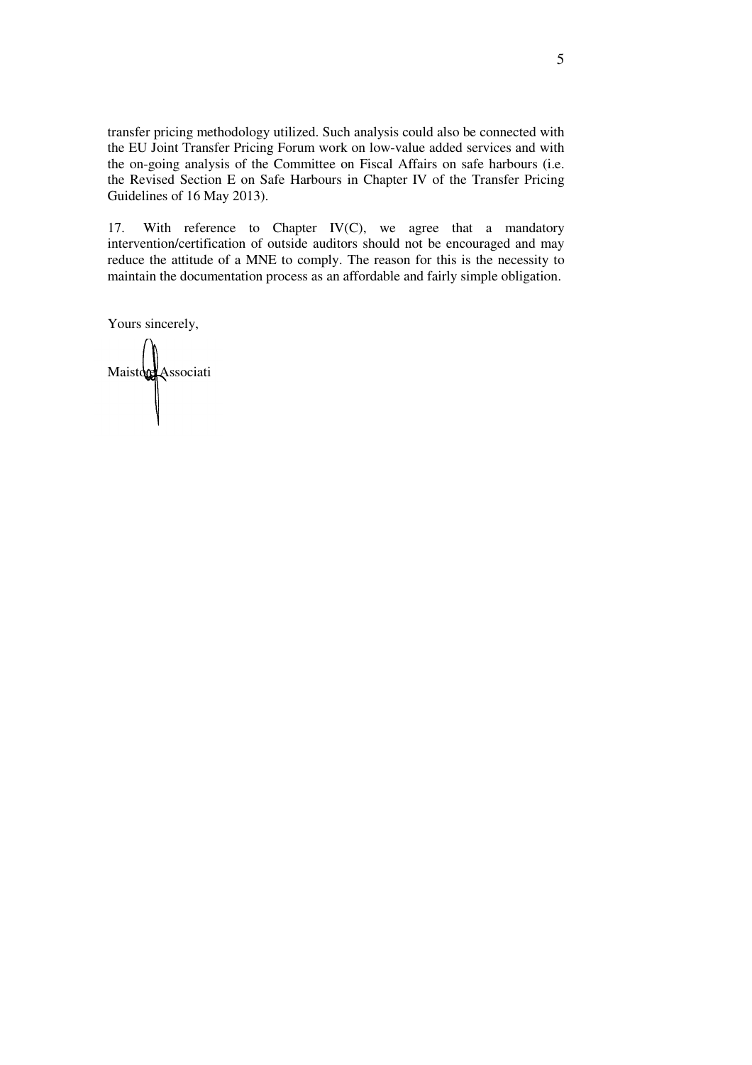transfer pricing methodology utilized. Such analysis could also be connected with the EU Joint Transfer Pricing Forum work on low-value added services and with the on-going analysis of the Committee on Fiscal Affairs on safe harbours (i.e. the Revised Section E on Safe Harbours in Chapter IV of the Transfer Pricing Guidelines of 16 May 2013).

17. With reference to Chapter IV(C), we agree that a mandatory intervention/certification of outside auditors should not be encouraged and may reduce the attitude of a MNE to comply. The reason for this is the necessity to maintain the documentation process as an affordable and fairly simple obligation.

Yours sincerely,

Maisto e Associati